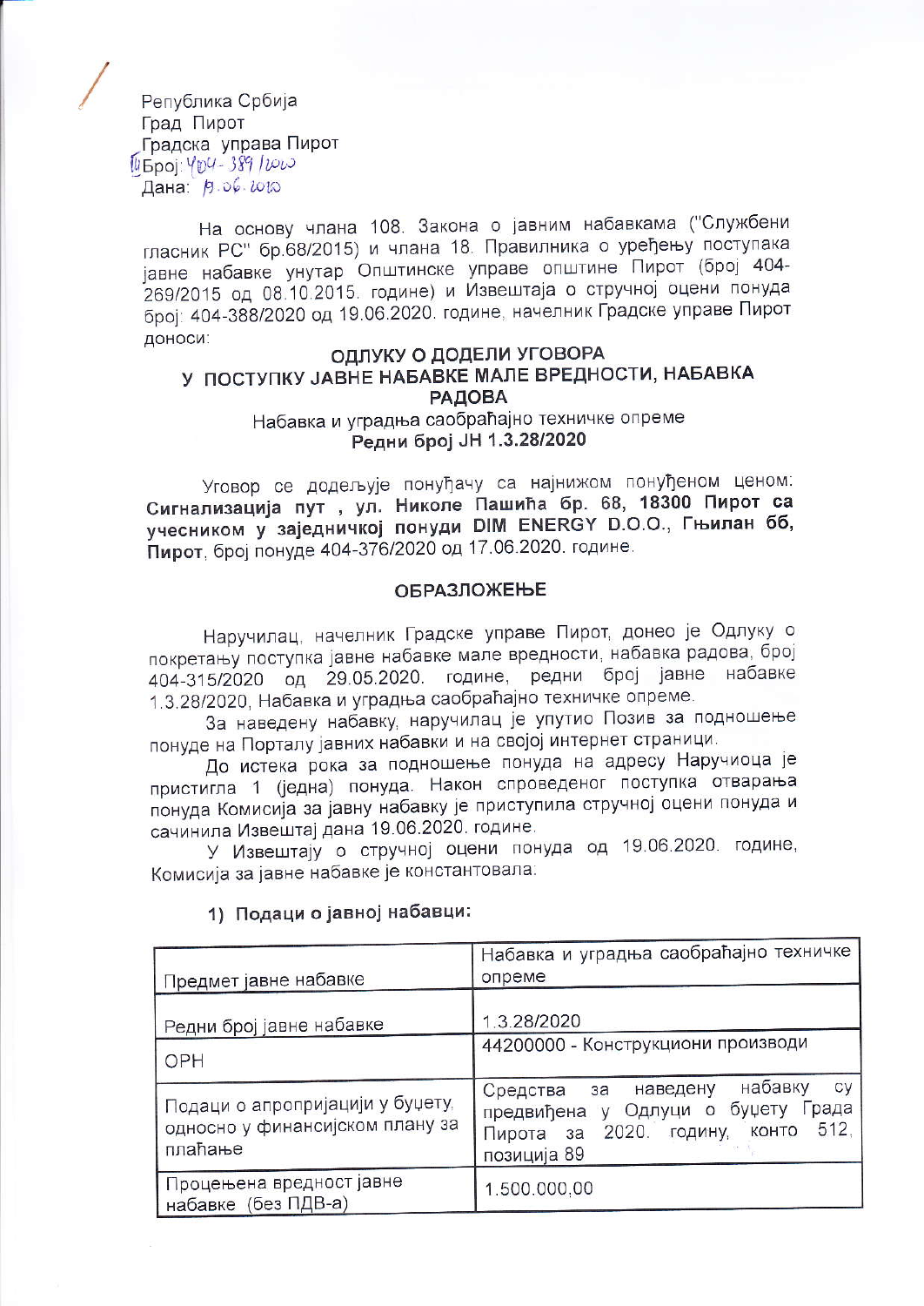Република Србија
Град Пирот
Градска управа Пирот
Број: 404-389/2020
Дана: 19.06.2020

На основу члана 108. Закона о јавним набавкама ("Службени гласник РС" бр.68/2015) и члана 18. Правилника о уређењу поступака јавне набавке унутар Општинске управе општине Пирот (број 404-269/2015 од 08.10.2015. године) и Извештаја о стручној оцени понуда број: 404-388/2020 од 19.06.2020. године, начелник Градске управе Пирот доноси:

## ОДЛУКУ О ДОДЕЛИ УГОВОРА У ПОСТУПКУ ЈАВНЕ НАБАВКЕ МАЛЕ ВРЕДНОСТИ, НАБАВКА РАДОВА

Набавка и уградња саобраћајно техничке опреме
**Редни број ЈН 1.3.28/2020**

Уговор се додељује понуђачу са најнижом понуђеном ценом: **Сигнализација пут , ул. Николе Пашића бр. 68, 18300 Пирот са учесником у заједничкој понуди DIM ENERGY D.O.O., Гњилан бб, Пирот**, број понуде 404-376/2020 од 17.06.2020. године.

## ОБРАЗЛОЖЕЊЕ

Наручилац, начелник Градске управе Пирот, донео је Одлуку о покретању поступка јавне набавке мале вредности, набавка радова, број 404-315/2020 од 29.05.2020. године, редни број јавне набавке 1.3.28/2020, Набавка и уградња саобраћајно техничке опреме.

За наведену набавку, наручилац је упутио Позив за подношење понуде на Порталу јавних набавки и на својој интернет страници.

До истека рока за подношење понуда на адресу Наручиоца је пристигла 1 (једна) понуда. Након спроведеног поступка отварања понуда Комисија за јавну набавку је приступила стручној оцени понуда и сачинила Извештај дана 19.06.2020. године.

У Извештају о стручној оцени понуда од 19.06.2020. године, Комисија за јавне набавке је константовала:

1) **Подаци о јавној набавци:**

| | |
|---|---|
| Предмет јавне набавке | Набавка и уградња саобраћајно техничке опреме |
| Редни број јавне набавке | 1.3.28/2020 |
| ОРН | 44200000 - Конструкциони производи |
| Подаци о апропријацији у буџету, односно у финансијском плану за плаћање | Средства за наведену набавку су предвиђена у Одлуци о буџету Града Пирота за 2020. годину, конто 512, позиција 89 |
| Процењена вредност јавне набавке (без ПДВ-а) | 1.500.000,00 |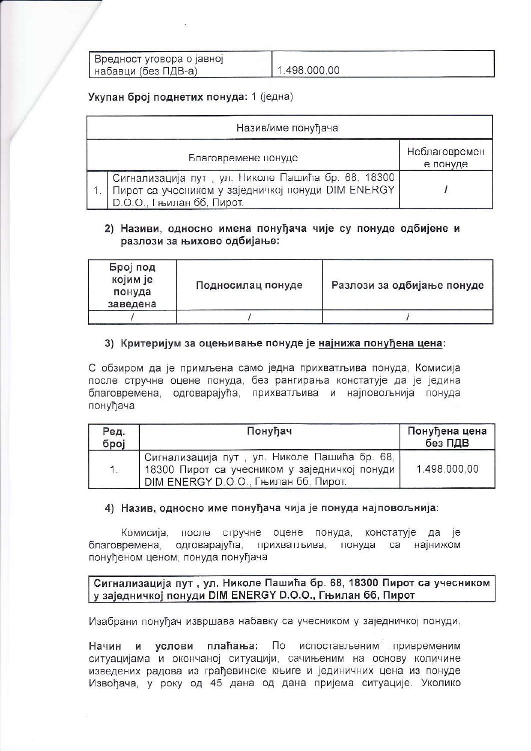| Вредност уговора о јавној набавци (без ПДВ-а) | 1.498.000,00 |
|---|---|

**Укупан број поднетих понуда:** 1 (једна)

| Назив/име понуђача | | |
|---|---|---|
| Благовремене понуде | | Неблаговремене понуде |
| 1. | Сигнализација пут , ул. Николе Пашића бр. 68, 18300 Пирот са учесником у заједничкој понуди DIM ENERGY D.O.O., Гњилан бб, Пирот. | / |

**2) Називи, односно имена понуђача чије су понуде одбијене и разлози за њихово одбијање:**

| Број под којим је понуда заведена | Подносилац понуде | Разлози за одбијање понуде |
|---|---|---|
| / | / | / |

**3) Критеријум за оцењивање понуде је најнижа понуђена цена:**

С обзиром да је примљена само једна прихватљива понуда, Комисија после стручне оцене понуда, без рангирања констатује да је једина благовремена, одговарајућа, прихватљива и најповољнија понуда понуђача

| Ред. број | Понуђач | Понуђена цена без ПДВ |
|---|---|---|
| 1. | Сигнализација пут , ул. Николе Пашића бр. 68, 18300 Пирот са учесником у заједничкој понуди DIM ENERGY D.O.O., Гњилан бб, Пирот. | 1.498.000,00 |

**4) Назив, односно име понуђача чија је понуда најповољнија:**

Комисија, после стручне оцене понуда, констатује да је благовремена, одговарајућа, прихватљива, понуда са најнижом понуђеном ценом, понуда понуђача

**Сигнализација пут , ул. Николе Пашића бр. 68, 18300 Пирот са учесником у заједничкој понуди DIM ENERGY D.O.O., Гњилан бб, Пирот**

Изабрани понуђач извршава набавку са учесником у заједничкој понуди,

**Начин и услови плаћања:** По испостављеним привременим ситуацијама и окончаној ситуацији, сачињеним на основу количине изведених радова из грађевинске књиге и јединичних цена из понуде Извођача, у року од 45 дана од дана пријема ситуације. Уколико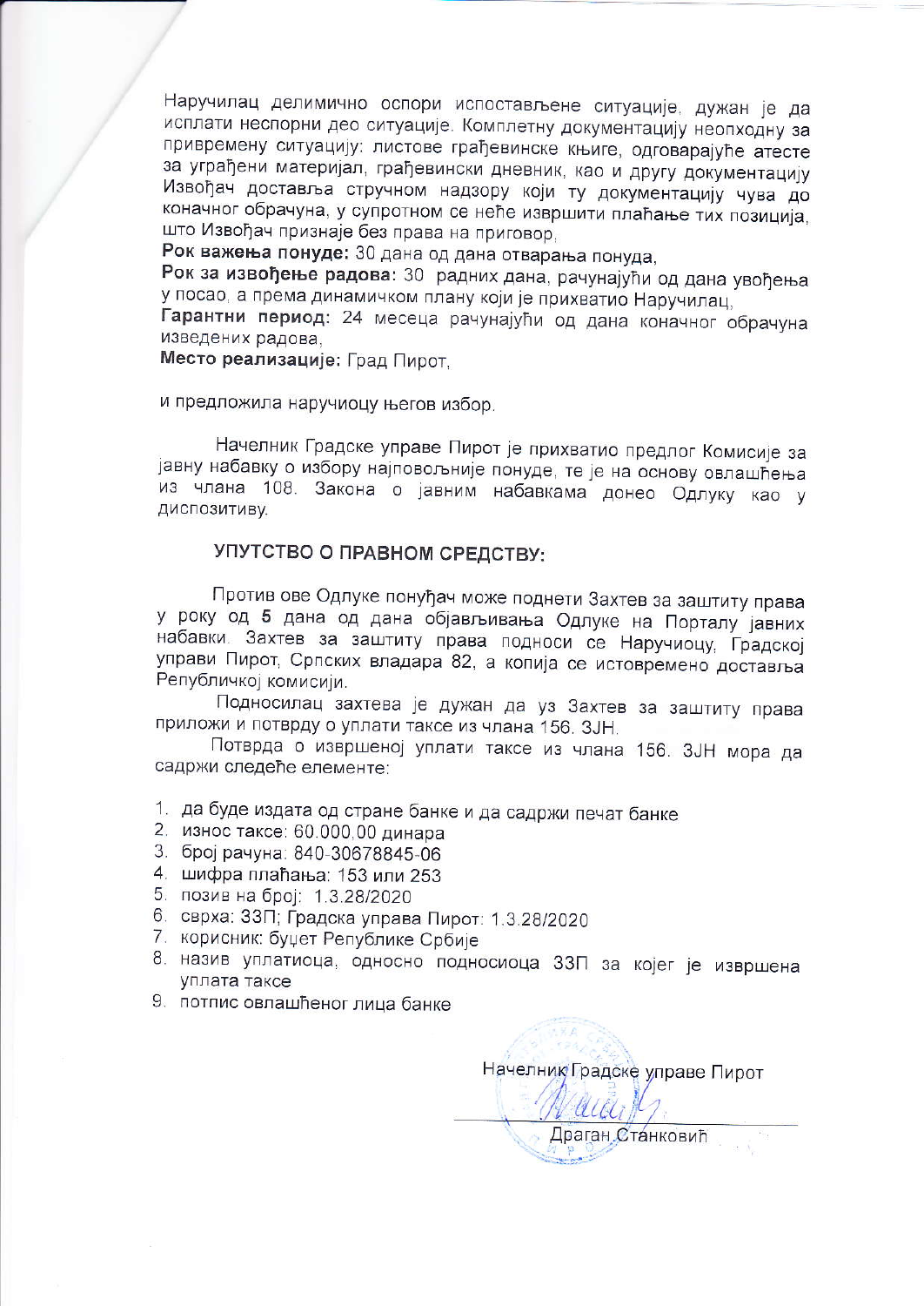Наручилац делимично оспори испостављене ситуације, дужан је да исплати неспорни део ситуације. Комплетну документацију неопходну за привремену ситуацију: листове грађевинске књиге, одговарајуће атесте за уграђени материјал, грађевински дневник, као и другу документацију Извођач доставља стручном надзору који ту документацију чува до коначног обрачуна, у супротном се неће извршити плаћање тих позиција, што Извођач признаје без права на приговор,

**Рок важења понуде:** 30 дана од дана отварања понуда,

**Рок за извођење радова:** 30 радних дана, рачунајући од дана увођења у посао, а према динамичком плану који је прихватио Наручилац,

**Гарантни период:** 24 месеца рачунајући од дана коначног обрачуна изведених радова,

**Место реализације:** Град Пирот,

и предложила наручиоцу његов избор.

Начелник Градске управе Пирот је прихватио предлог Комисије за јавну набавку о избору најповољније понуде, те је на основу овлашћења из члана 108. Закона о јавним набавкама донео Одлуку као у диспозитиву.

## УПУТСТВО О ПРАВНОМ СРЕДСТВУ:

Против ове Одлуке понуђач може поднети Захтев за заштиту права у року од **5** дана од дана објављивања Одлуке на Порталу јавних набавки. Захтев за заштиту права подноси се Наручиоцу, Градској управи Пирот, Српских владара 82, а копија се истовремено доставља Републичкој комисији.

Подносилац захтева је дужан да уз Захтев за заштиту права приложи и потврду о уплати таксе из члана 156. ЗЈН.

Потврда о извршеној уплати таксе из члана 156. ЗЈН мора да садржи следеће елементе:

1. да буде издата од стране банке и да садржи печат банке
2. износ таксе: 60.000,00 динара
3. број рачуна: 840-30678845-06
4. шифра плаћања: 153 или 253
5. позив на број: 1.3.28/2020
6. сврха: ЗЗП; Градска управа Пирот: 1.3.28/2020
7. корисник: буџет Републике Србије
8. назив уплатиоца, односно подносиоца ЗЗП за којег је извршена уплата таксе
9. потпис овлашћеног лица банке

Начелник Градске управе Пирот

Драган Станковић